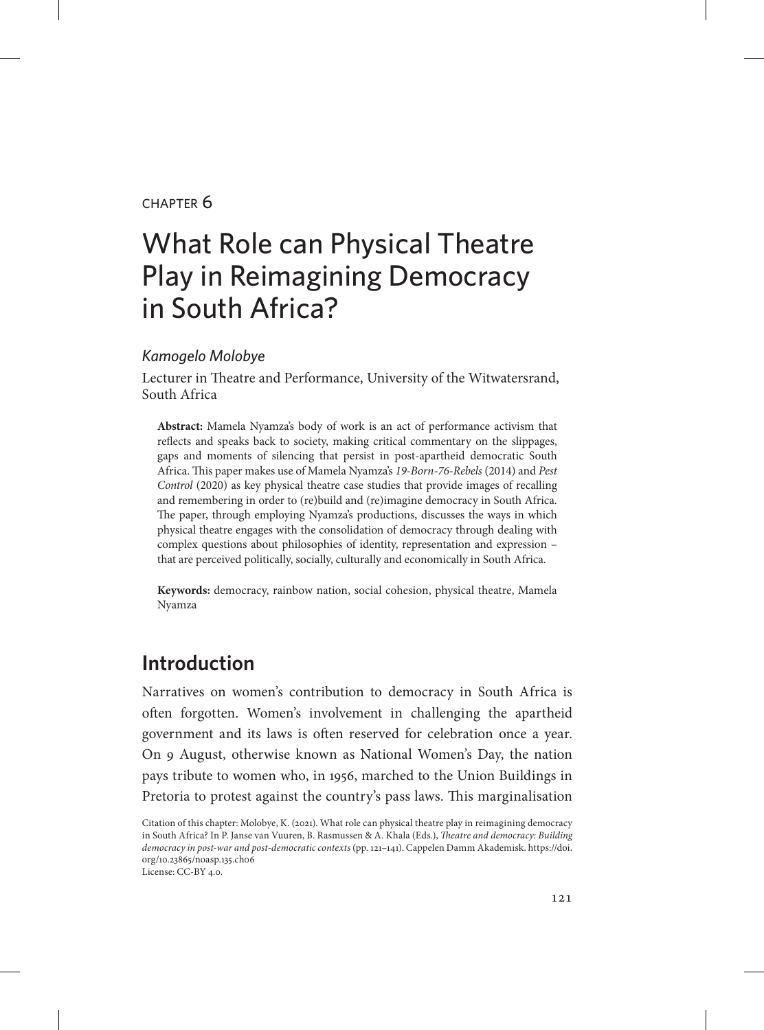CHAPTER 6

# What Role can Physical Theatre Play in Reimagining Democracy in South Africa?

*Kamogelo Molobye*

Lecturer in Theatre and Performance, University of the Witwatersrand, South Africa

**Abstract:** Mamela Nyamza's body of work is an act of performance activism that reflects and speaks back to society, making critical commentary on the slippages, gaps and moments of silencing that persist in post-apartheid democratic South Africa. This paper makes use of Mamela Nyamza's *19-Born-76-Rebels* (2014) and *Pest Control* (2020) as key physical theatre case studies that provide images of recalling and remembering in order to (re)build and (re)imagine democracy in South Africa. The paper, through employing Nyamza's productions, discusses the ways in which physical theatre engages with the consolidation of democracy through dealing with complex questions about philosophies of identity, representation and expression – that are perceived politically, socially, culturally and economically in South Africa.

**Keywords:** democracy, rainbow nation, social cohesion, physical theatre, Mamela Nyamza

## Introduction

Narratives on women's contribution to democracy in South Africa is often forgotten. Women's involvement in challenging the apartheid government and its laws is often reserved for celebration once a year. On 9 August, otherwise known as National Women's Day, the nation pays tribute to women who, in 1956, marched to the Union Buildings in Pretoria to protest against the country's pass laws. This marginalisation

Citation of this chapter: Molobye, K. (2021). What role can physical theatre play in reimagining democracy in South Africa? In P. Janse van Vuuren, B. Rasmussen & A. Khala (Eds.), *Theatre and democracy: Building democracy in post-war and post-democratic contexts* (pp. 121–141). Cappelen Damm Akademisk. https://doi.org/10.23865/noasp.135.ch06
License: CC-BY 4.0.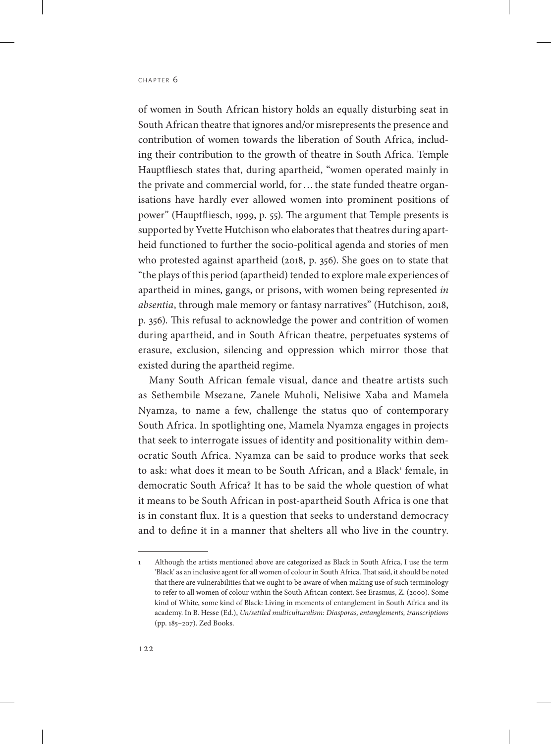of women in South African history holds an equally disturbing seat in South African theatre that ignores and/or misrepresents the presence and contribution of women towards the liberation of South Africa, including their contribution to the growth of theatre in South Africa. Temple Hauptfliesch states that, during apartheid, "women operated mainly in the private and commercial world, for … the state funded theatre organisations have hardly ever allowed women into prominent positions of power" (Hauptfliesch, 1999, p. 55). The argument that Temple presents is supported by Yvette Hutchison who elaborates that theatres during apartheid functioned to further the socio-political agenda and stories of men who protested against apartheid (2018, p. 356). She goes on to state that "the plays of this period (apartheid) tended to explore male experiences of apartheid in mines, gangs, or prisons, with women being represented *in absentia*, through male memory or fantasy narratives" (Hutchison, 2018, p. 356). This refusal to acknowledge the power and contrition of women during apartheid, and in South African theatre, perpetuates systems of erasure, exclusion, silencing and oppression which mirror those that existed during the apartheid regime.

Many South African female visual, dance and theatre artists such as Sethembile Msezane, Zanele Muholi, Nelisiwe Xaba and Mamela Nyamza, to name a few, challenge the status quo of contemporary South Africa. In spotlighting one, Mamela Nyamza engages in projects that seek to interrogate issues of identity and positionality within democratic South Africa. Nyamza can be said to produce works that seek to ask: what does it mean to be South African, and a Black[1] female, in democratic South Africa? It has to be said the whole question of what it means to be South African in post-apartheid South Africa is one that is in constant flux. It is a question that seeks to understand democracy and to define it in a manner that shelters all who live in the country.

---

1 Although the artists mentioned above are categorized as Black in South Africa, I use the term 'Black' as an inclusive agent for all women of colour in South Africa. That said, it should be noted that there are vulnerabilities that we ought to be aware of when making use of such terminology to refer to all women of colour within the South African context. See Erasmus, Z. (2000). Some kind of White, some kind of Black: Living in moments of entanglement in South Africa and its academy. In B. Hesse (Ed.), *Un/settled multiculturalism: Diasporas, entanglements, transcriptions* (pp. 185–207). Zed Books.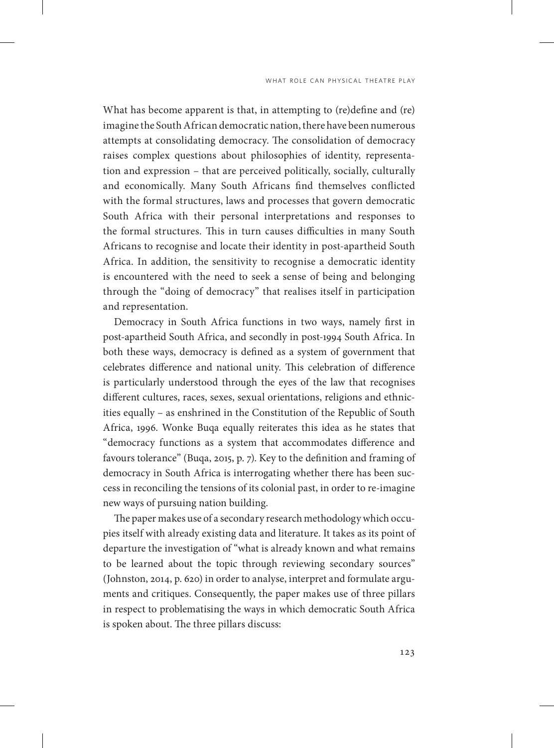What has become apparent is that, in attempting to (re)define and (re) imagine the South African democratic nation, there have been numerous attempts at consolidating democracy. The consolidation of democracy raises complex questions about philosophies of identity, representation and expression – that are perceived politically, socially, culturally and economically. Many South Africans find themselves conflicted with the formal structures, laws and processes that govern democratic South Africa with their personal interpretations and responses to the formal structures. This in turn causes difficulties in many South Africans to recognise and locate their identity in post-apartheid South Africa. In addition, the sensitivity to recognise a democratic identity is encountered with the need to seek a sense of being and belonging through the "doing of democracy" that realises itself in participation and representation.

Democracy in South Africa functions in two ways, namely first in post-apartheid South Africa, and secondly in post-1994 South Africa. In both these ways, democracy is defined as a system of government that celebrates difference and national unity. This celebration of difference is particularly understood through the eyes of the law that recognises different cultures, races, sexes, sexual orientations, religions and ethnicities equally – as enshrined in the Constitution of the Republic of South Africa, 1996. Wonke Buqa equally reiterates this idea as he states that "democracy functions as a system that accommodates difference and favours tolerance" (Buqa, 2015, p. 7). Key to the definition and framing of democracy in South Africa is interrogating whether there has been success in reconciling the tensions of its colonial past, in order to re-imagine new ways of pursuing nation building.

The paper makes use of a secondary research methodology which occupies itself with already existing data and literature. It takes as its point of departure the investigation of "what is already known and what remains to be learned about the topic through reviewing secondary sources" (Johnston, 2014, p. 620) in order to analyse, interpret and formulate arguments and critiques. Consequently, the paper makes use of three pillars in respect to problematising the ways in which democratic South Africa is spoken about. The three pillars discuss: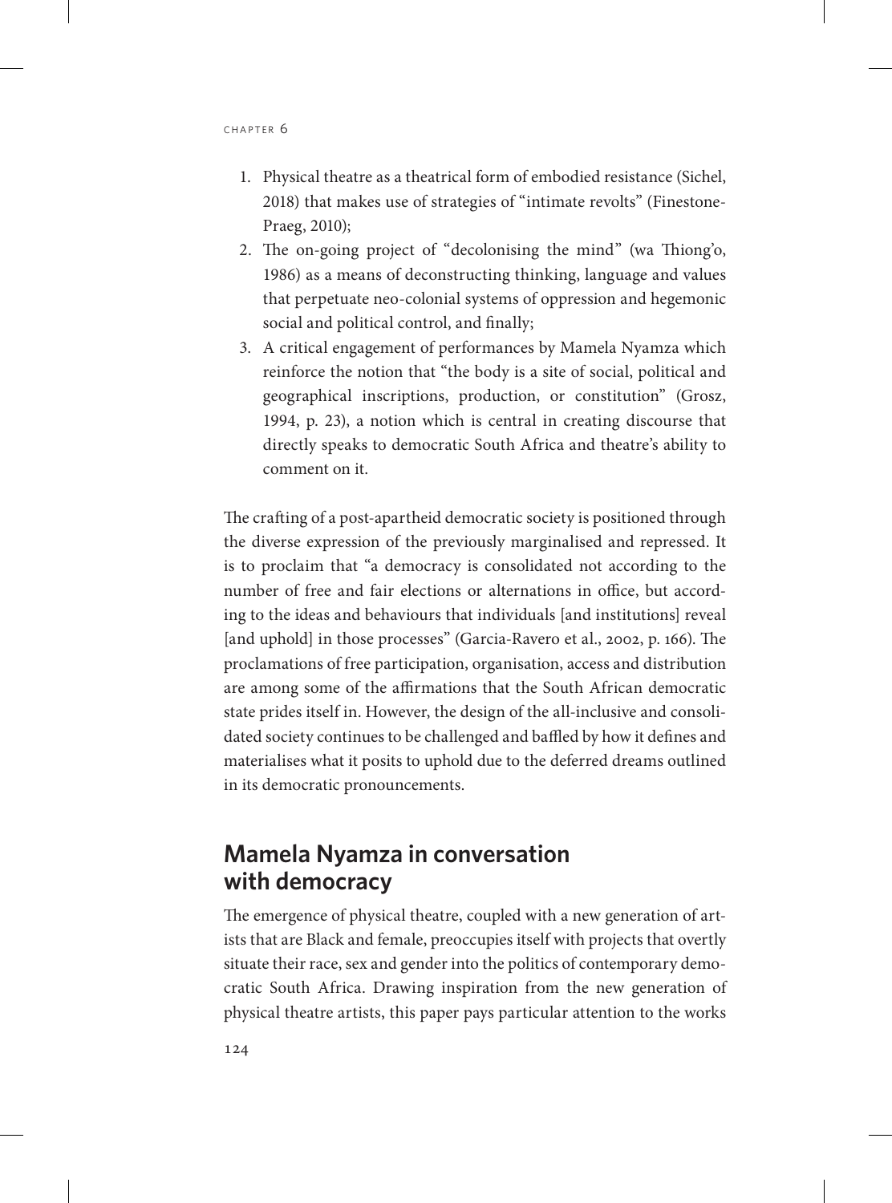1. Physical theatre as a theatrical form of embodied resistance (Sichel, 2018) that makes use of strategies of "intimate revolts" (Finestone-Praeg, 2010);
2. The on-going project of "decolonising the mind" (wa Thiong'o, 1986) as a means of deconstructing thinking, language and values that perpetuate neo-colonial systems of oppression and hegemonic social and political control, and finally;
3. A critical engagement of performances by Mamela Nyamza which reinforce the notion that "the body is a site of social, political and geographical inscriptions, production, or constitution" (Grosz, 1994, p. 23), a notion which is central in creating discourse that directly speaks to democratic South Africa and theatre's ability to comment on it.

The crafting of a post-apartheid democratic society is positioned through the diverse expression of the previously marginalised and repressed. It is to proclaim that "a democracy is consolidated not according to the number of free and fair elections or alternations in office, but according to the ideas and behaviours that individuals [and institutions] reveal [and uphold] in those processes" (Garcia-Ravero et al., 2002, p. 166). The proclamations of free participation, organisation, access and distribution are among some of the affirmations that the South African democratic state prides itself in. However, the design of the all-inclusive and consolidated society continues to be challenged and baffled by how it defines and materialises what it posits to uphold due to the deferred dreams outlined in its democratic pronouncements.

## Mamela Nyamza in conversation with democracy

The emergence of physical theatre, coupled with a new generation of artists that are Black and female, preoccupies itself with projects that overtly situate their race, sex and gender into the politics of contemporary democratic South Africa. Drawing inspiration from the new generation of physical theatre artists, this paper pays particular attention to the works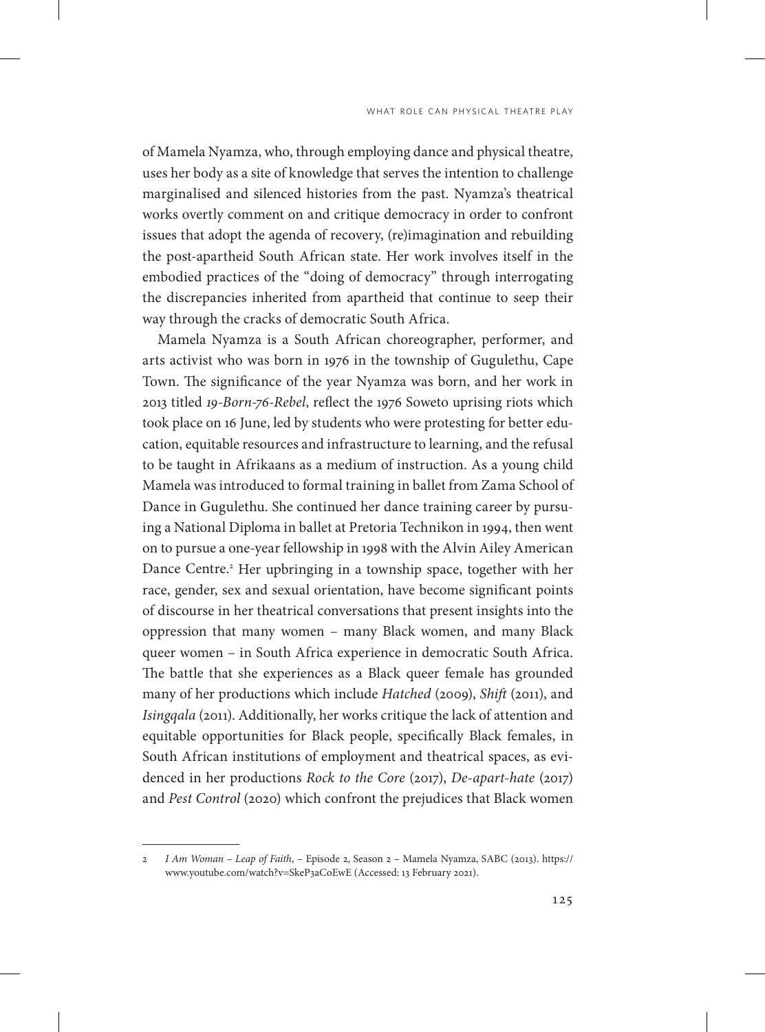of Mamela Nyamza, who, through employing dance and physical theatre, uses her body as a site of knowledge that serves the intention to challenge marginalised and silenced histories from the past. Nyamza's theatrical works overtly comment on and critique democracy in order to confront issues that adopt the agenda of recovery, (re)imagination and rebuilding the post-apartheid South African state. Her work involves itself in the embodied practices of the "doing of democracy" through interrogating the discrepancies inherited from apartheid that continue to seep their way through the cracks of democratic South Africa.

Mamela Nyamza is a South African choreographer, performer, and arts activist who was born in 1976 in the township of Gugulethu, Cape Town. The significance of the year Nyamza was born, and her work in 2013 titled *19-Born-76-Rebel*, reflect the 1976 Soweto uprising riots which took place on 16 June, led by students who were protesting for better education, equitable resources and infrastructure to learning, and the refusal to be taught in Afrikaans as a medium of instruction. As a young child Mamela was introduced to formal training in ballet from Zama School of Dance in Gugulethu. She continued her dance training career by pursuing a National Diploma in ballet at Pretoria Technikon in 1994, then went on to pursue a one-year fellowship in 1998 with the Alvin Ailey American Dance Centre.[2] Her upbringing in a township space, together with her race, gender, sex and sexual orientation, have become significant points of discourse in her theatrical conversations that present insights into the oppression that many women – many Black women, and many Black queer women – in South Africa experience in democratic South Africa. The battle that she experiences as a Black queer female has grounded many of her productions which include *Hatched* (2009), *Shift* (2011), and *Isingqala* (2011). Additionally, her works critique the lack of attention and equitable opportunities for Black people, specifically Black females, in South African institutions of employment and theatrical spaces, as evidenced in her productions *Rock to the Core* (2017), *De-apart-hate* (2017) and *Pest Control* (2020) which confront the prejudices that Black women

---

2 *I Am Woman – Leap of Faith*, – Episode 2, Season 2 – Mamela Nyamza, SABC (2013). https://www.youtube.com/watch?v=SkeP3aCoEwE (Accessed: 13 February 2021).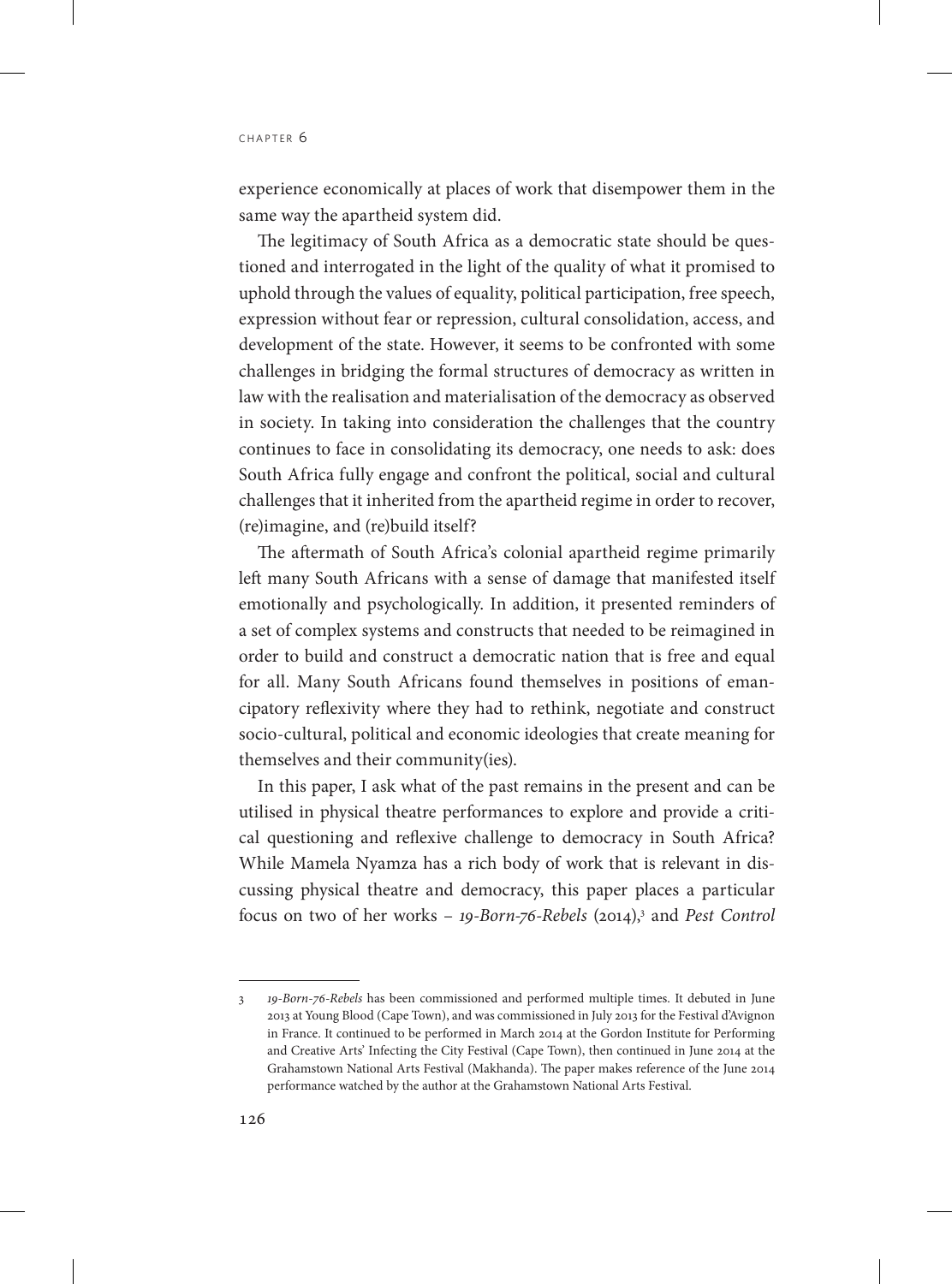experience economically at places of work that disempower them in the same way the apartheid system did.

The legitimacy of South Africa as a democratic state should be questioned and interrogated in the light of the quality of what it promised to uphold through the values of equality, political participation, free speech, expression without fear or repression, cultural consolidation, access, and development of the state. However, it seems to be confronted with some challenges in bridging the formal structures of democracy as written in law with the realisation and materialisation of the democracy as observed in society. In taking into consideration the challenges that the country continues to face in consolidating its democracy, one needs to ask: does South Africa fully engage and confront the political, social and cultural challenges that it inherited from the apartheid regime in order to recover, (re)imagine, and (re)build itself?

The aftermath of South Africa's colonial apartheid regime primarily left many South Africans with a sense of damage that manifested itself emotionally and psychologically. In addition, it presented reminders of a set of complex systems and constructs that needed to be reimagined in order to build and construct a democratic nation that is free and equal for all. Many South Africans found themselves in positions of emancipatory reflexivity where they had to rethink, negotiate and construct socio-cultural, political and economic ideologies that create meaning for themselves and their community(ies).

In this paper, I ask what of the past remains in the present and can be utilised in physical theatre performances to explore and provide a critical questioning and reflexive challenge to democracy in South Africa? While Mamela Nyamza has a rich body of work that is relevant in discussing physical theatre and democracy, this paper places a particular focus on two of her works – *19-Born-76-Rebels* (2014),[3] and *Pest Control*

---

3 *19-Born-76-Rebels* has been commissioned and performed multiple times. It debuted in June 2013 at Young Blood (Cape Town), and was commissioned in July 2013 for the Festival d'Avignon in France. It continued to be performed in March 2014 at the Gordon Institute for Performing and Creative Arts' Infecting the City Festival (Cape Town), then continued in June 2014 at the Grahamstown National Arts Festival (Makhanda). The paper makes reference of the June 2014 performance watched by the author at the Grahamstown National Arts Festival.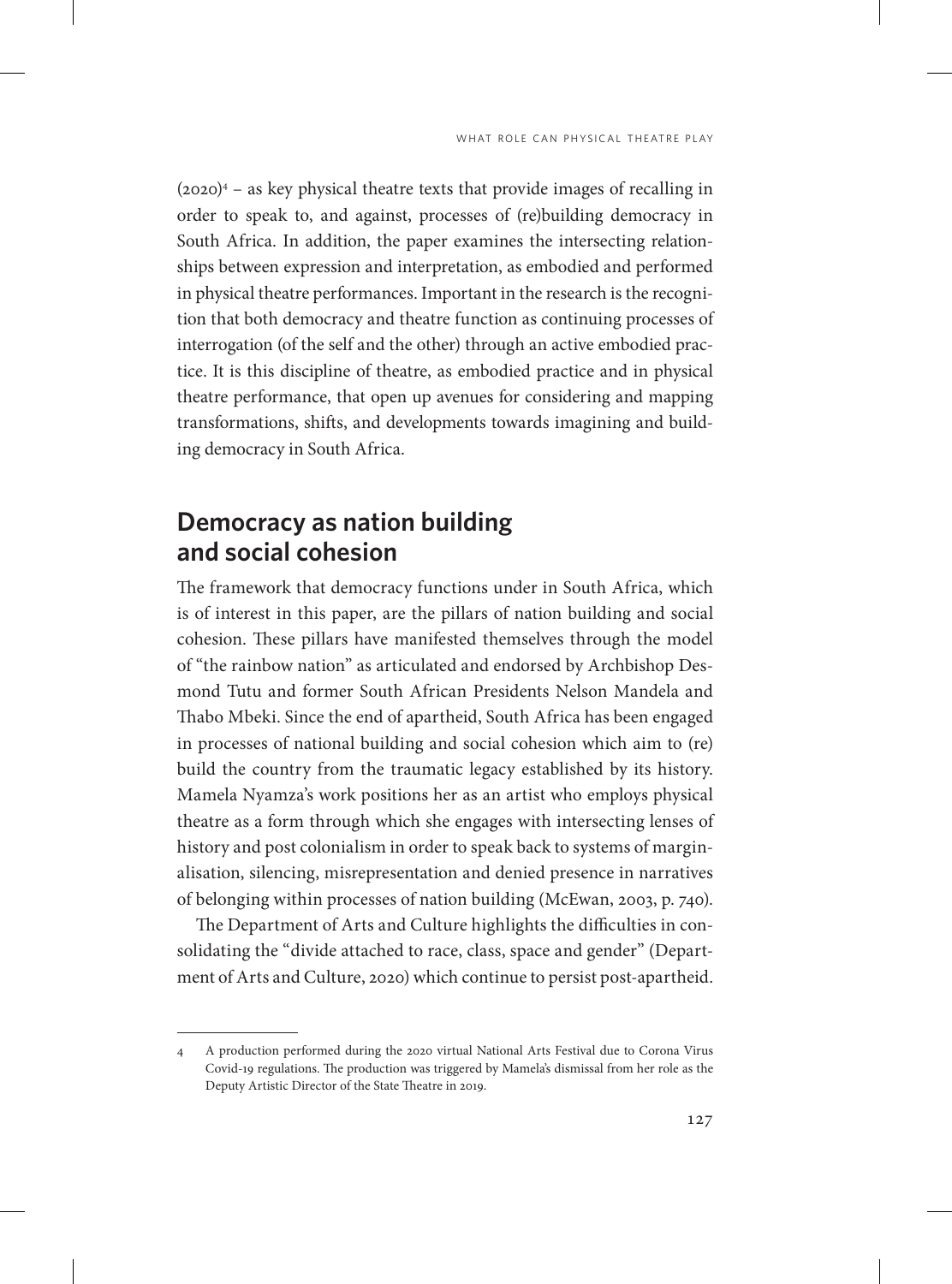(2020)[4] – as key physical theatre texts that provide images of recalling in order to speak to, and against, processes of (re)building democracy in South Africa. In addition, the paper examines the intersecting relationships between expression and interpretation, as embodied and performed in physical theatre performances. Important in the research is the recognition that both democracy and theatre function as continuing processes of interrogation (of the self and the other) through an active embodied practice. It is this discipline of theatre, as embodied practice and in physical theatre performance, that open up avenues for considering and mapping transformations, shifts, and developments towards imagining and building democracy in South Africa.

## Democracy as nation building and social cohesion

The framework that democracy functions under in South Africa, which is of interest in this paper, are the pillars of nation building and social cohesion. These pillars have manifested themselves through the model of "the rainbow nation" as articulated and endorsed by Archbishop Desmond Tutu and former South African Presidents Nelson Mandela and Thabo Mbeki. Since the end of apartheid, South Africa has been engaged in processes of national building and social cohesion which aim to (re) build the country from the traumatic legacy established by its history. Mamela Nyamza's work positions her as an artist who employs physical theatre as a form through which she engages with intersecting lenses of history and post colonialism in order to speak back to systems of marginalisation, silencing, misrepresentation and denied presence in narratives of belonging within processes of nation building (McEwan, 2003, p. 740).

The Department of Arts and Culture highlights the difficulties in consolidating the "divide attached to race, class, space and gender" (Department of Arts and Culture, 2020) which continue to persist post-apartheid.

---

4 A production performed during the 2020 virtual National Arts Festival due to Corona Virus Covid-19 regulations. The production was triggered by Mamela's dismissal from her role as the Deputy Artistic Director of the State Theatre in 2019.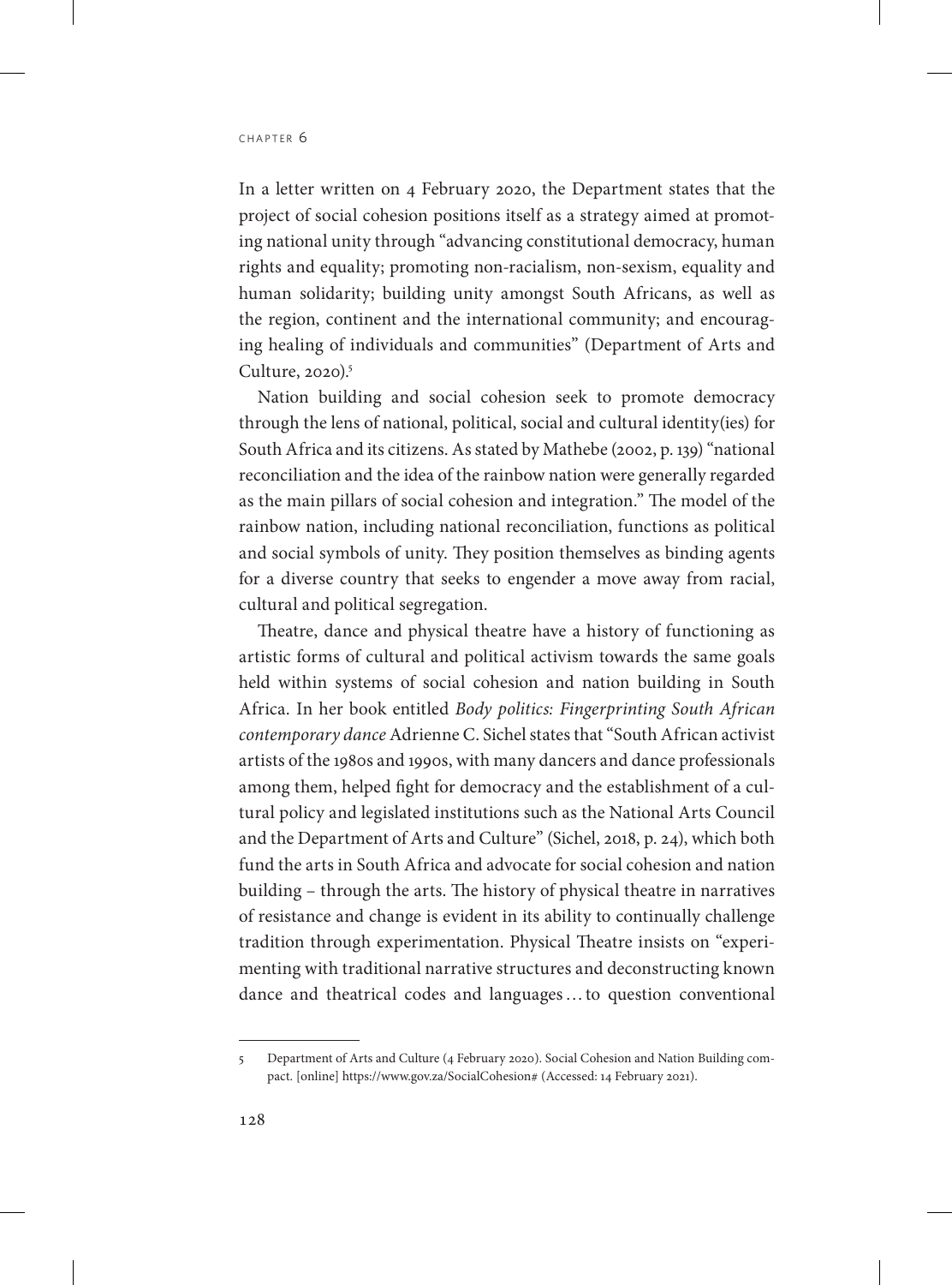In a letter written on 4 February 2020, the Department states that the project of social cohesion positions itself as a strategy aimed at promoting national unity through "advancing constitutional democracy, human rights and equality; promoting non-racialism, non-sexism, equality and human solidarity; building unity amongst South Africans, as well as the region, continent and the international community; and encouraging healing of individuals and communities" (Department of Arts and Culture, 2020).[5]

Nation building and social cohesion seek to promote democracy through the lens of national, political, social and cultural identity(ies) for South Africa and its citizens. As stated by Mathebe (2002, p. 139) "national reconciliation and the idea of the rainbow nation were generally regarded as the main pillars of social cohesion and integration." The model of the rainbow nation, including national reconciliation, functions as political and social symbols of unity. They position themselves as binding agents for a diverse country that seeks to engender a move away from racial, cultural and political segregation.

Theatre, dance and physical theatre have a history of functioning as artistic forms of cultural and political activism towards the same goals held within systems of social cohesion and nation building in South Africa. In her book entitled *Body politics: Fingerprinting South African contemporary dance* Adrienne C. Sichel states that "South African activist artists of the 1980s and 1990s, with many dancers and dance professionals among them, helped fight for democracy and the establishment of a cultural policy and legislated institutions such as the National Arts Council and the Department of Arts and Culture" (Sichel, 2018, p. 24), which both fund the arts in South Africa and advocate for social cohesion and nation building – through the arts. The history of physical theatre in narratives of resistance and change is evident in its ability to continually challenge tradition through experimentation. Physical Theatre insists on "experimenting with traditional narrative structures and deconstructing known dance and theatrical codes and languages … to question conventional

---

5 Department of Arts and Culture (4 February 2020). Social Cohesion and Nation Building compact. [online] https://www.gov.za/SocialCohesion# (Accessed: 14 February 2021).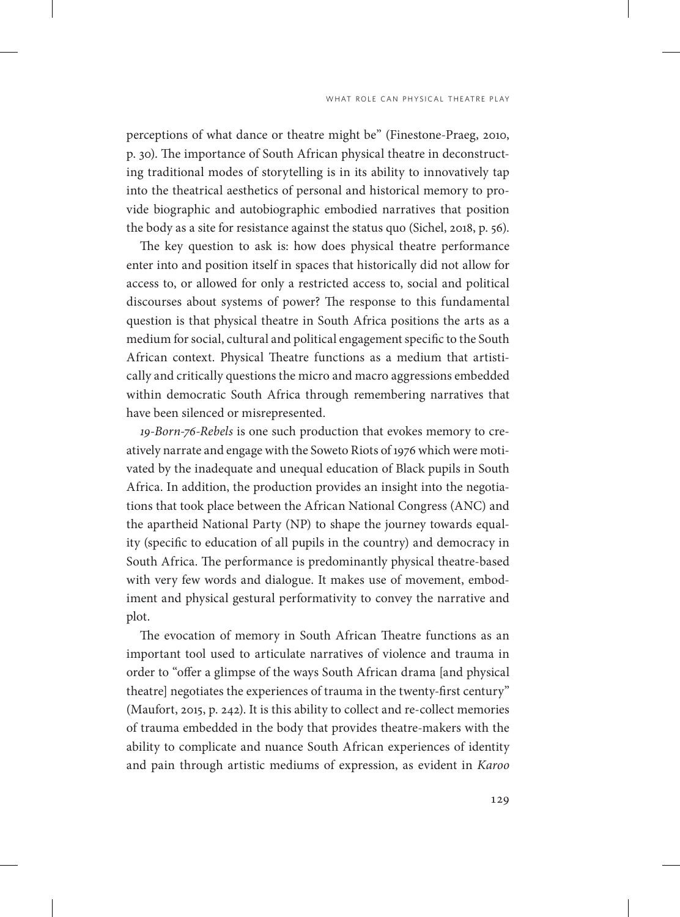perceptions of what dance or theatre might be" (Finestone-Praeg, 2010, p. 30). The importance of South African physical theatre in deconstructing traditional modes of storytelling is in its ability to innovatively tap into the theatrical aesthetics of personal and historical memory to provide biographic and autobiographic embodied narratives that position the body as a site for resistance against the status quo (Sichel, 2018, p. 56).

The key question to ask is: how does physical theatre performance enter into and position itself in spaces that historically did not allow for access to, or allowed for only a restricted access to, social and political discourses about systems of power? The response to this fundamental question is that physical theatre in South Africa positions the arts as a medium for social, cultural and political engagement specific to the South African context. Physical Theatre functions as a medium that artistically and critically questions the micro and macro aggressions embedded within democratic South Africa through remembering narratives that have been silenced or misrepresented.

*19-Born-76-Rebels* is one such production that evokes memory to creatively narrate and engage with the Soweto Riots of 1976 which were motivated by the inadequate and unequal education of Black pupils in South Africa. In addition, the production provides an insight into the negotiations that took place between the African National Congress (ANC) and the apartheid National Party (NP) to shape the journey towards equality (specific to education of all pupils in the country) and democracy in South Africa. The performance is predominantly physical theatre-based with very few words and dialogue. It makes use of movement, embodiment and physical gestural performativity to convey the narrative and plot.

The evocation of memory in South African Theatre functions as an important tool used to articulate narratives of violence and trauma in order to "offer a glimpse of the ways South African drama [and physical theatre] negotiates the experiences of trauma in the twenty-first century" (Maufort, 2015, p. 242). It is this ability to collect and re-collect memories of trauma embedded in the body that provides theatre-makers with the ability to complicate and nuance South African experiences of identity and pain through artistic mediums of expression, as evident in *Karoo*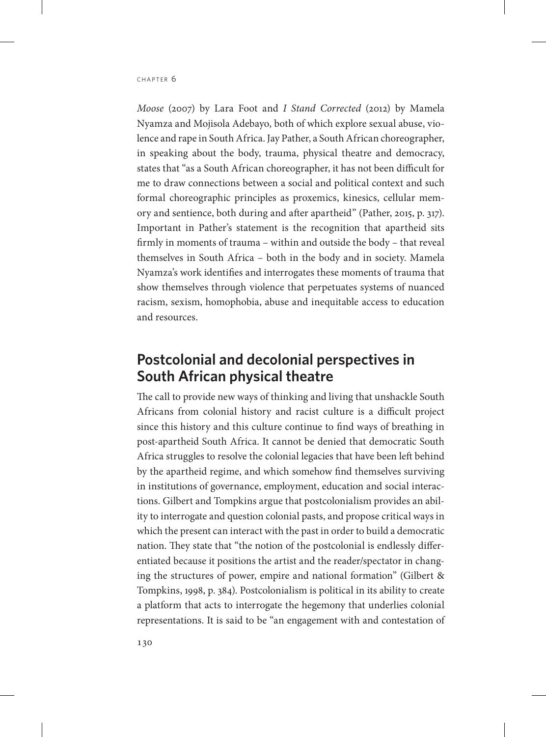*Moose* (2007) by Lara Foot and *I Stand Corrected* (2012) by Mamela Nyamza and Mojisola Adebayo, both of which explore sexual abuse, violence and rape in South Africa. Jay Pather, a South African choreographer, in speaking about the body, trauma, physical theatre and democracy, states that "as a South African choreographer, it has not been difficult for me to draw connections between a social and political context and such formal choreographic principles as proxemics, kinesics, cellular memory and sentience, both during and after apartheid" (Pather, 2015, p. 317). Important in Pather's statement is the recognition that apartheid sits firmly in moments of trauma – within and outside the body – that reveal themselves in South Africa – both in the body and in society. Mamela Nyamza's work identifies and interrogates these moments of trauma that show themselves through violence that perpetuates systems of nuanced racism, sexism, homophobia, abuse and inequitable access to education and resources.

## Postcolonial and decolonial perspectives in South African physical theatre

The call to provide new ways of thinking and living that unshackle South Africans from colonial history and racist culture is a difficult project since this history and this culture continue to find ways of breathing in post-apartheid South Africa. It cannot be denied that democratic South Africa struggles to resolve the colonial legacies that have been left behind by the apartheid regime, and which somehow find themselves surviving in institutions of governance, employment, education and social interactions. Gilbert and Tompkins argue that postcolonialism provides an ability to interrogate and question colonial pasts, and propose critical ways in which the present can interact with the past in order to build a democratic nation. They state that "the notion of the postcolonial is endlessly differentiated because it positions the artist and the reader/spectator in changing the structures of power, empire and national formation" (Gilbert & Tompkins, 1998, p. 384). Postcolonialism is political in its ability to create a platform that acts to interrogate the hegemony that underlies colonial representations. It is said to be "an engagement with and contestation of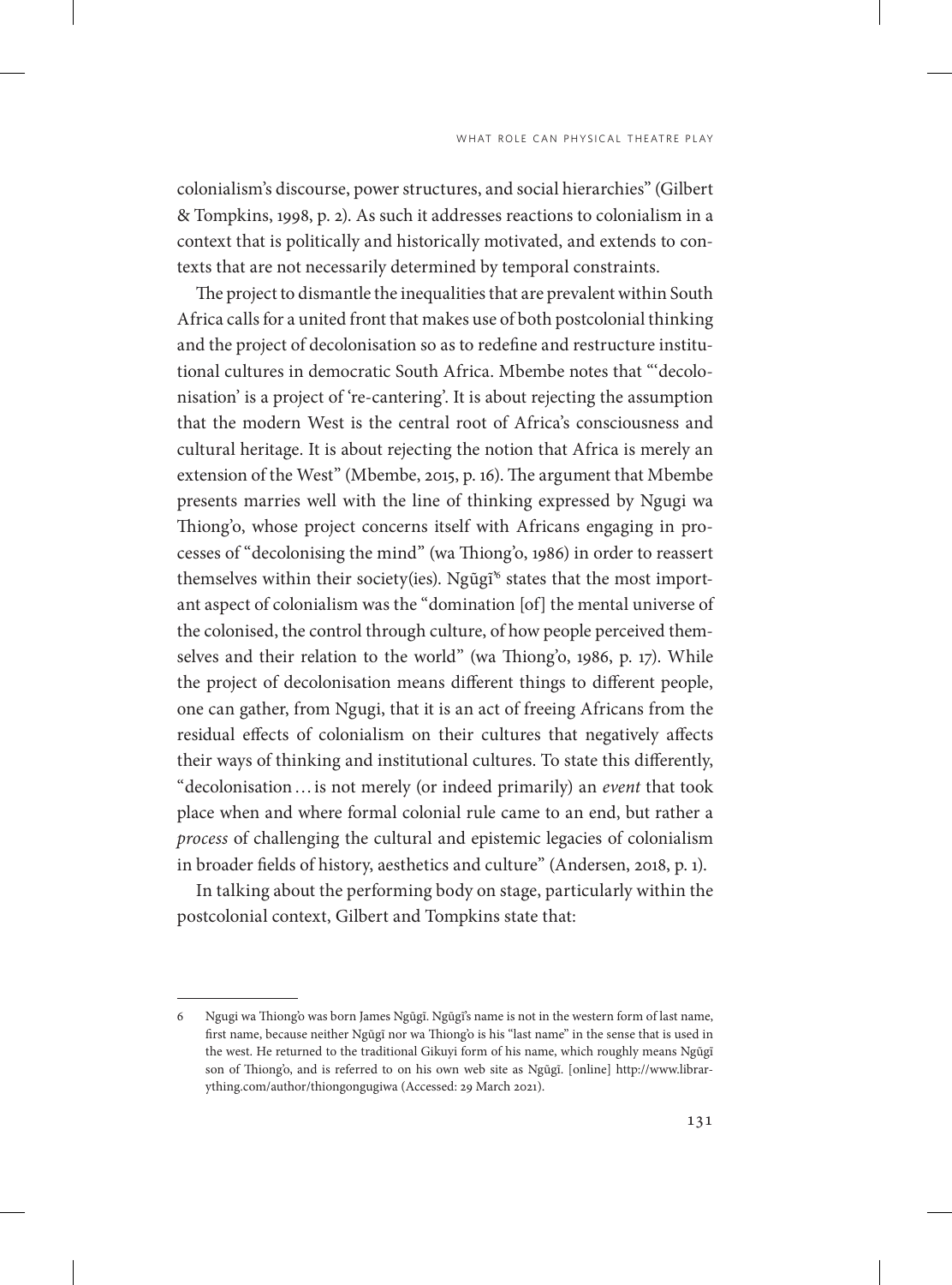colonialism's discourse, power structures, and social hierarchies" (Gilbert & Tompkins, 1998, p. 2). As such it addresses reactions to colonialism in a context that is politically and historically motivated, and extends to contexts that are not necessarily determined by temporal constraints.

The project to dismantle the inequalities that are prevalent within South Africa calls for a united front that makes use of both postcolonial thinking and the project of decolonisation so as to redefine and restructure institutional cultures in democratic South Africa. Mbembe notes that "'decolonisation' is a project of 're-cantering'. It is about rejecting the assumption that the modern West is the central root of Africa's consciousness and cultural heritage. It is about rejecting the notion that Africa is merely an extension of the West" (Mbembe, 2015, p. 16). The argument that Mbembe presents marries well with the line of thinking expressed by Ngugi wa Thiong'o, whose project concerns itself with Africans engaging in processes of "decolonising the mind" (wa Thiong'o, 1986) in order to reassert themselves within their society(ies). Ngũgĩ'[6] states that the most important aspect of colonialism was the "domination [of] the mental universe of the colonised, the control through culture, of how people perceived themselves and their relation to the world" (wa Thiong'o, 1986, p. 17). While the project of decolonisation means different things to different people, one can gather, from Ngugi, that it is an act of freeing Africans from the residual effects of colonialism on their cultures that negatively affects their ways of thinking and institutional cultures. To state this differently, "decolonisation … is not merely (or indeed primarily) an *event* that took place when and where formal colonial rule came to an end, but rather a *process* of challenging the cultural and epistemic legacies of colonialism in broader fields of history, aesthetics and culture" (Andersen, 2018, p. 1).

In talking about the performing body on stage, particularly within the postcolonial context, Gilbert and Tompkins state that:

---

6 Ngugi wa Thiong'o was born James Ngũgĩ. Ngũgĩ's name is not in the western form of last name, first name, because neither Ngũgĩ nor wa Thiong'o is his "last name" in the sense that is used in the west. He returned to the traditional Gikuyi form of his name, which roughly means Ngũgĩ son of Thiong'o, and is referred to on his own web site as Ngũgĩ. [online] http://www.librarything.com/author/thiongongugiwa (Accessed: 29 March 2021).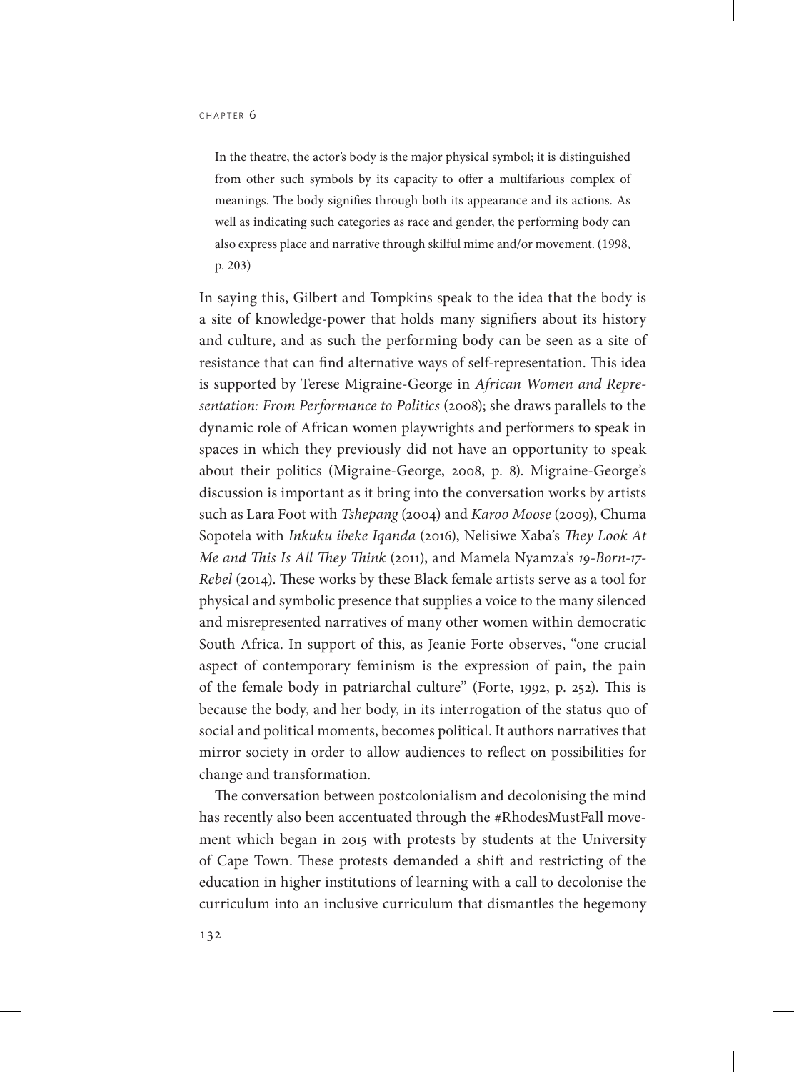> In the theatre, the actor's body is the major physical symbol; it is distinguished from other such symbols by its capacity to offer a multifarious complex of meanings. The body signifies through both its appearance and its actions. As well as indicating such categories as race and gender, the performing body can also express place and narrative through skilful mime and/or movement. (1998, p. 203)

In saying this, Gilbert and Tompkins speak to the idea that the body is a site of knowledge-power that holds many signifiers about its history and culture, and as such the performing body can be seen as a site of resistance that can find alternative ways of self-representation. This idea is supported by Terese Migraine-George in *African Women and Representation: From Performance to Politics* (2008); she draws parallels to the dynamic role of African women playwrights and performers to speak in spaces in which they previously did not have an opportunity to speak about their politics (Migraine-George, 2008, p. 8). Migraine-George's discussion is important as it bring into the conversation works by artists such as Lara Foot with *Tshepang* (2004) and *Karoo Moose* (2009), Chuma Sopotela with *Inkuku ibeke Iqanda* (2016), Nelisiwe Xaba's *They Look At Me and This Is All They Think* (2011), and Mamela Nyamza's *19-Born-17-Rebel* (2014). These works by these Black female artists serve as a tool for physical and symbolic presence that supplies a voice to the many silenced and misrepresented narratives of many other women within democratic South Africa. In support of this, as Jeanie Forte observes, "one crucial aspect of contemporary feminism is the expression of pain, the pain of the female body in patriarchal culture" (Forte, 1992, p. 252). This is because the body, and her body, in its interrogation of the status quo of social and political moments, becomes political. It authors narratives that mirror society in order to allow audiences to reflect on possibilities for change and transformation.

The conversation between postcolonialism and decolonising the mind has recently also been accentuated through the #RhodesMustFall movement which began in 2015 with protests by students at the University of Cape Town. These protests demanded a shift and restricting of the education in higher institutions of learning with a call to decolonise the curriculum into an inclusive curriculum that dismantles the hegemony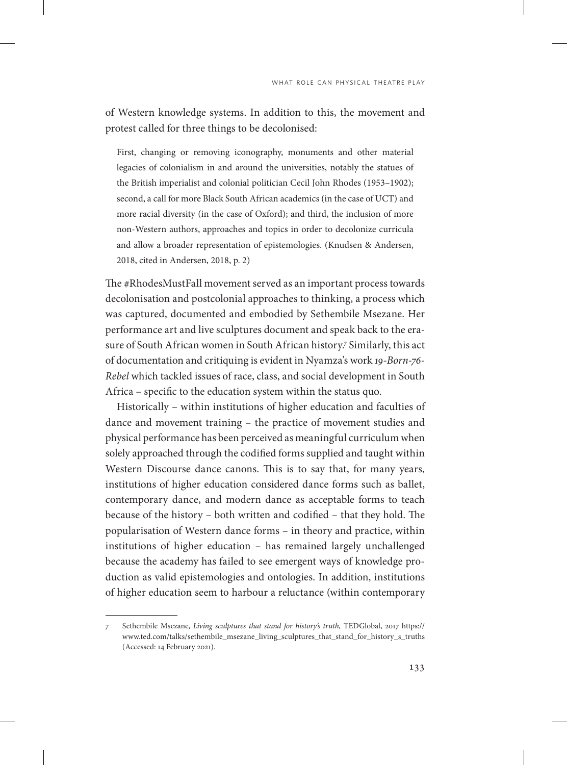of Western knowledge systems. In addition to this, the movement and protest called for three things to be decolonised:

> First, changing or removing iconography, monuments and other material legacies of colonialism in and around the universities, notably the statues of the British imperialist and colonial politician Cecil John Rhodes (1953–1902); second, a call for more Black South African academics (in the case of UCT) and more racial diversity (in the case of Oxford); and third, the inclusion of more non-Western authors, approaches and topics in order to decolonize curricula and allow a broader representation of epistemologies. (Knudsen & Andersen, 2018, cited in Andersen, 2018, p. 2)

The #RhodesMustFall movement served as an important process towards decolonisation and postcolonial approaches to thinking, a process which was captured, documented and embodied by Sethembile Msezane. Her performance art and live sculptures document and speak back to the erasure of South African women in South African history.[7] Similarly, this act of documentation and critiquing is evident in Nyamza's work *19-Born-76-Rebel* which tackled issues of race, class, and social development in South Africa – specific to the education system within the status quo.

Historically – within institutions of higher education and faculties of dance and movement training – the practice of movement studies and physical performance has been perceived as meaningful curriculum when solely approached through the codified forms supplied and taught within Western Discourse dance canons. This is to say that, for many years, institutions of higher education considered dance forms such as ballet, contemporary dance, and modern dance as acceptable forms to teach because of the history – both written and codified – that they hold. The popularisation of Western dance forms – in theory and practice, within institutions of higher education – has remained largely unchallenged because the academy has failed to see emergent ways of knowledge production as valid epistemologies and ontologies. In addition, institutions of higher education seem to harbour a reluctance (within contemporary

---

7 Sethembile Msezane, *Living sculptures that stand for history's truth*, TEDGlobal, 2017 https://www.ted.com/talks/sethembile_msezane_living_sculptures_that_stand_for_history_s_truths (Accessed: 14 February 2021).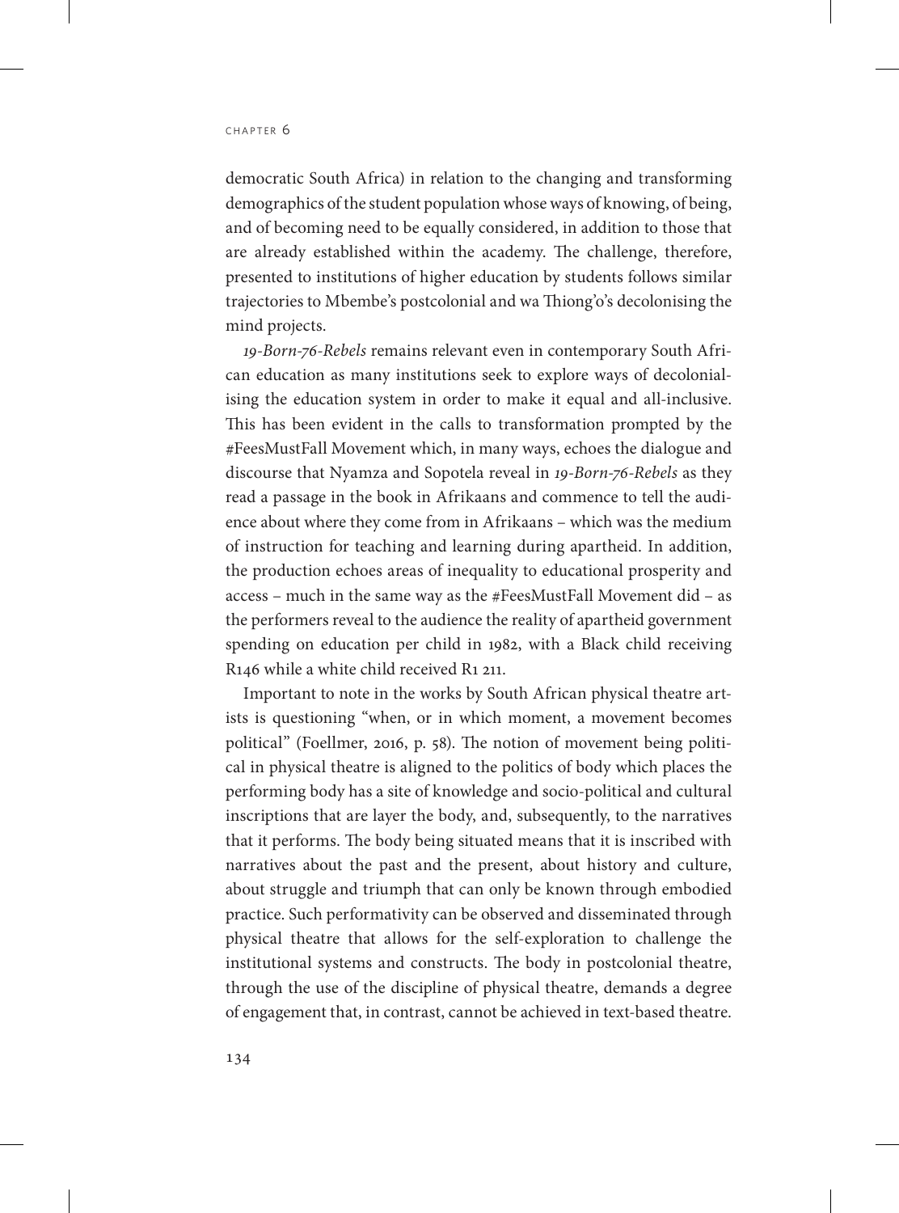democratic South Africa) in relation to the changing and transforming demographics of the student population whose ways of knowing, of being, and of becoming need to be equally considered, in addition to those that are already established within the academy. The challenge, therefore, presented to institutions of higher education by students follows similar trajectories to Mbembe's postcolonial and wa Thiong'o's decolonising the mind projects.

*19-Born-76-Rebels* remains relevant even in contemporary South African education as many institutions seek to explore ways of decolonialising the education system in order to make it equal and all-inclusive. This has been evident in the calls to transformation prompted by the #FeesMustFall Movement which, in many ways, echoes the dialogue and discourse that Nyamza and Sopotela reveal in *19-Born-76-Rebels* as they read a passage in the book in Afrikaans and commence to tell the audience about where they come from in Afrikaans – which was the medium of instruction for teaching and learning during apartheid. In addition, the production echoes areas of inequality to educational prosperity and access – much in the same way as the #FeesMustFall Movement did – as the performers reveal to the audience the reality of apartheid government spending on education per child in 1982, with a Black child receiving R146 while a white child received R1 211.

Important to note in the works by South African physical theatre artists is questioning "when, or in which moment, a movement becomes political" (Foellmer, 2016, p. 58). The notion of movement being political in physical theatre is aligned to the politics of body which places the performing body has a site of knowledge and socio-political and cultural inscriptions that are layer the body, and, subsequently, to the narratives that it performs. The body being situated means that it is inscribed with narratives about the past and the present, about history and culture, about struggle and triumph that can only be known through embodied practice. Such performativity can be observed and disseminated through physical theatre that allows for the self-exploration to challenge the institutional systems and constructs. The body in postcolonial theatre, through the use of the discipline of physical theatre, demands a degree of engagement that, in contrast, cannot be achieved in text-based theatre.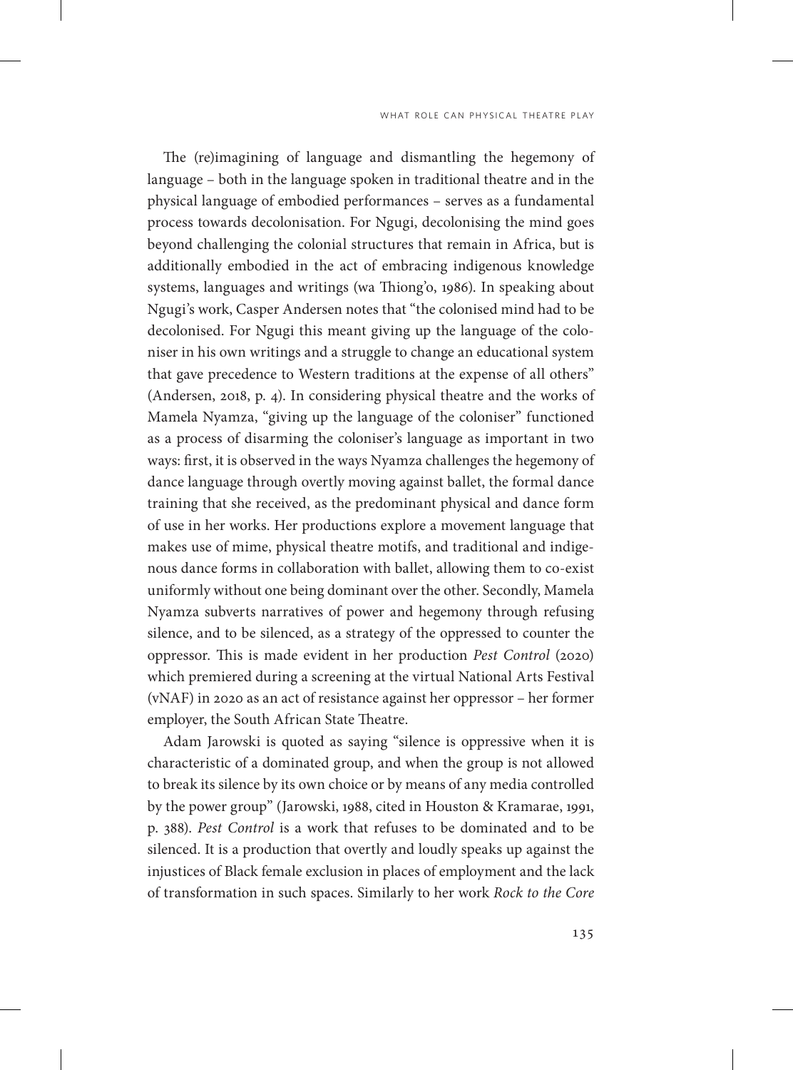The (re)imagining of language and dismantling the hegemony of language – both in the language spoken in traditional theatre and in the physical language of embodied performances – serves as a fundamental process towards decolonisation. For Ngugi, decolonising the mind goes beyond challenging the colonial structures that remain in Africa, but is additionally embodied in the act of embracing indigenous knowledge systems, languages and writings (wa Thiong'o, 1986). In speaking about Ngugi's work, Casper Andersen notes that "the colonised mind had to be decolonised. For Ngugi this meant giving up the language of the coloniser in his own writings and a struggle to change an educational system that gave precedence to Western traditions at the expense of all others" (Andersen, 2018, p. 4). In considering physical theatre and the works of Mamela Nyamza, "giving up the language of the coloniser" functioned as a process of disarming the coloniser's language as important in two ways: first, it is observed in the ways Nyamza challenges the hegemony of dance language through overtly moving against ballet, the formal dance training that she received, as the predominant physical and dance form of use in her works. Her productions explore a movement language that makes use of mime, physical theatre motifs, and traditional and indigenous dance forms in collaboration with ballet, allowing them to co-exist uniformly without one being dominant over the other. Secondly, Mamela Nyamza subverts narratives of power and hegemony through refusing silence, and to be silenced, as a strategy of the oppressed to counter the oppressor. This is made evident in her production *Pest Control* (2020) which premiered during a screening at the virtual National Arts Festival (vNAF) in 2020 as an act of resistance against her oppressor – her former employer, the South African State Theatre.

Adam Jarowski is quoted as saying "silence is oppressive when it is characteristic of a dominated group, and when the group is not allowed to break its silence by its own choice or by means of any media controlled by the power group" (Jarowski, 1988, cited in Houston & Kramarae, 1991, p. 388). *Pest Control* is a work that refuses to be dominated and to be silenced. It is a production that overtly and loudly speaks up against the injustices of Black female exclusion in places of employment and the lack of transformation in such spaces. Similarly to her work *Rock to the Core*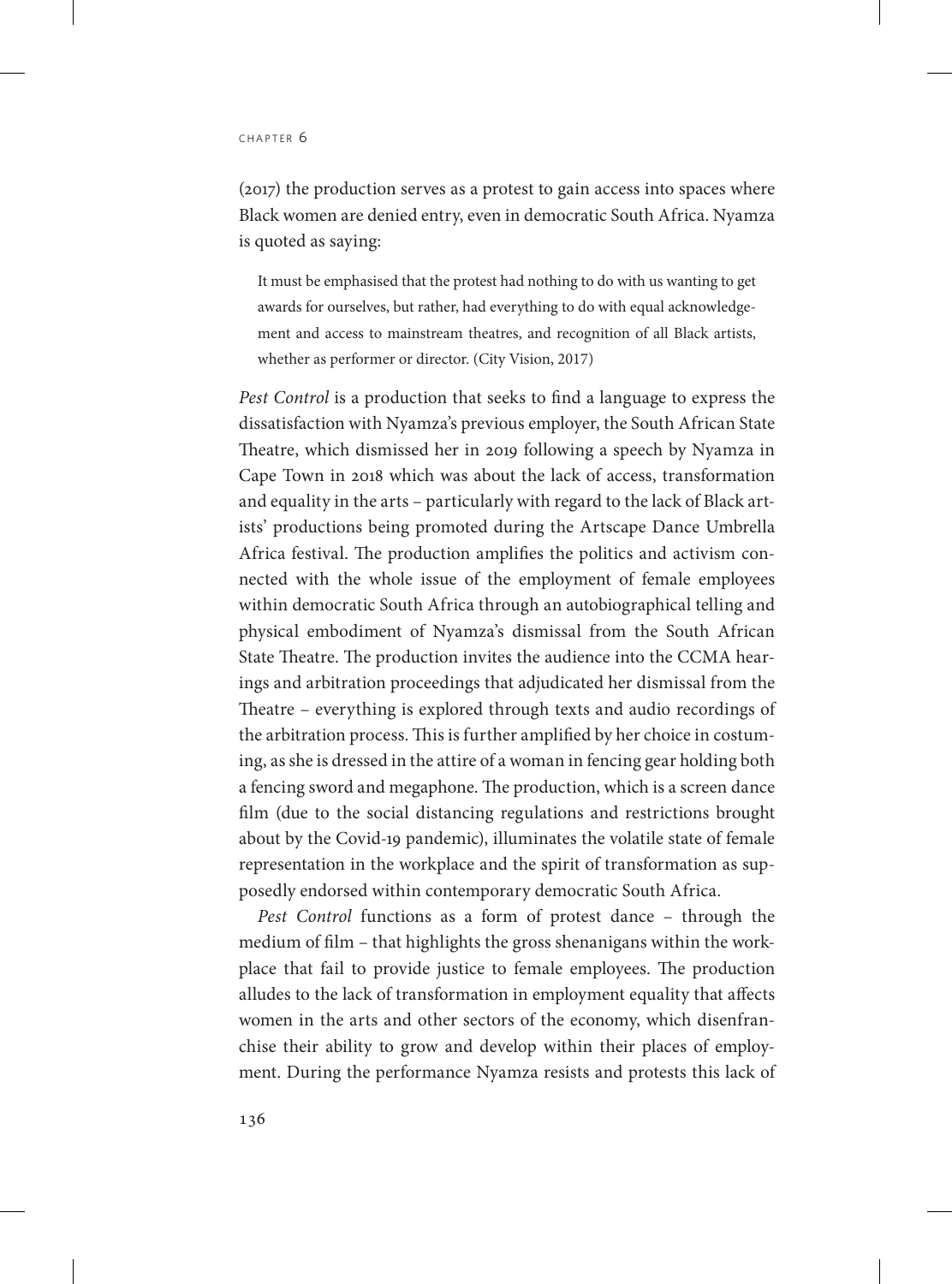(2017) the production serves as a protest to gain access into spaces where Black women are denied entry, even in democratic South Africa. Nyamza is quoted as saying:

> It must be emphasised that the protest had nothing to do with us wanting to get awards for ourselves, but rather, had everything to do with equal acknowledgement and access to mainstream theatres, and recognition of all Black artists, whether as performer or director. (City Vision, 2017)

*Pest Control* is a production that seeks to find a language to express the dissatisfaction with Nyamza's previous employer, the South African State Theatre, which dismissed her in 2019 following a speech by Nyamza in Cape Town in 2018 which was about the lack of access, transformation and equality in the arts – particularly with regard to the lack of Black artists' productions being promoted during the Artscape Dance Umbrella Africa festival. The production amplifies the politics and activism connected with the whole issue of the employment of female employees within democratic South Africa through an autobiographical telling and physical embodiment of Nyamza's dismissal from the South African State Theatre. The production invites the audience into the CCMA hearings and arbitration proceedings that adjudicated her dismissal from the Theatre – everything is explored through texts and audio recordings of the arbitration process. This is further amplified by her choice in costuming, as she is dressed in the attire of a woman in fencing gear holding both a fencing sword and megaphone. The production, which is a screen dance film (due to the social distancing regulations and restrictions brought about by the Covid-19 pandemic), illuminates the volatile state of female representation in the workplace and the spirit of transformation as supposedly endorsed within contemporary democratic South Africa.

*Pest Control* functions as a form of protest dance – through the medium of film – that highlights the gross shenanigans within the workplace that fail to provide justice to female employees. The production alludes to the lack of transformation in employment equality that affects women in the arts and other sectors of the economy, which disenfranchise their ability to grow and develop within their places of employment. During the performance Nyamza resists and protests this lack of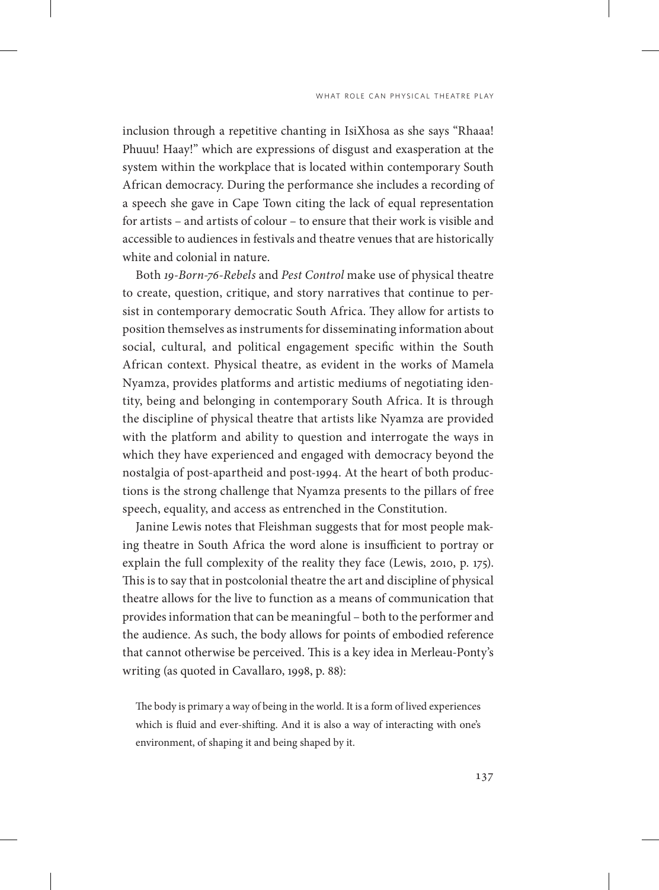inclusion through a repetitive chanting in IsiXhosa as she says "Rhaaa! Phuuu! Haay!" which are expressions of disgust and exasperation at the system within the workplace that is located within contemporary South African democracy. During the performance she includes a recording of a speech she gave in Cape Town citing the lack of equal representation for artists – and artists of colour – to ensure that their work is visible and accessible to audiences in festivals and theatre venues that are historically white and colonial in nature.

Both *19-Born-76-Rebels* and *Pest Control* make use of physical theatre to create, question, critique, and story narratives that continue to persist in contemporary democratic South Africa. They allow for artists to position themselves as instruments for disseminating information about social, cultural, and political engagement specific within the South African context. Physical theatre, as evident in the works of Mamela Nyamza, provides platforms and artistic mediums of negotiating identity, being and belonging in contemporary South Africa. It is through the discipline of physical theatre that artists like Nyamza are provided with the platform and ability to question and interrogate the ways in which they have experienced and engaged with democracy beyond the nostalgia of post-apartheid and post-1994. At the heart of both productions is the strong challenge that Nyamza presents to the pillars of free speech, equality, and access as entrenched in the Constitution.

Janine Lewis notes that Fleishman suggests that for most people making theatre in South Africa the word alone is insufficient to portray or explain the full complexity of the reality they face (Lewis, 2010, p. 175). This is to say that in postcolonial theatre the art and discipline of physical theatre allows for the live to function as a means of communication that provides information that can be meaningful – both to the performer and the audience. As such, the body allows for points of embodied reference that cannot otherwise be perceived. This is a key idea in Merleau-Ponty's writing (as quoted in Cavallaro, 1998, p. 88):

> The body is primary a way of being in the world. It is a form of lived experiences which is fluid and ever-shifting. And it is also a way of interacting with one's environment, of shaping it and being shaped by it.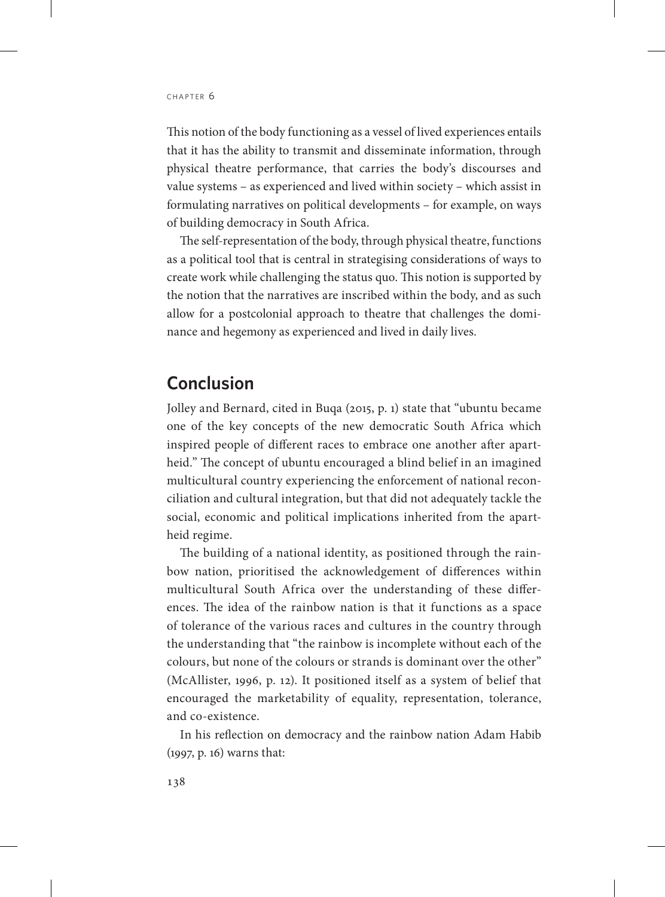This notion of the body functioning as a vessel of lived experiences entails that it has the ability to transmit and disseminate information, through physical theatre performance, that carries the body's discourses and value systems – as experienced and lived within society – which assist in formulating narratives on political developments – for example, on ways of building democracy in South Africa.

The self-representation of the body, through physical theatre, functions as a political tool that is central in strategising considerations of ways to create work while challenging the status quo. This notion is supported by the notion that the narratives are inscribed within the body, and as such allow for a postcolonial approach to theatre that challenges the dominance and hegemony as experienced and lived in daily lives.

## Conclusion

Jolley and Bernard, cited in Buqa (2015, p. 1) state that "ubuntu became one of the key concepts of the new democratic South Africa which inspired people of different races to embrace one another after apartheid." The concept of ubuntu encouraged a blind belief in an imagined multicultural country experiencing the enforcement of national reconciliation and cultural integration, but that did not adequately tackle the social, economic and political implications inherited from the apartheid regime.

The building of a national identity, as positioned through the rainbow nation, prioritised the acknowledgement of differences within multicultural South Africa over the understanding of these differences. The idea of the rainbow nation is that it functions as a space of tolerance of the various races and cultures in the country through the understanding that "the rainbow is incomplete without each of the colours, but none of the colours or strands is dominant over the other" (McAllister, 1996, p. 12). It positioned itself as a system of belief that encouraged the marketability of equality, representation, tolerance, and co-existence.

In his reflection on democracy and the rainbow nation Adam Habib (1997, p. 16) warns that: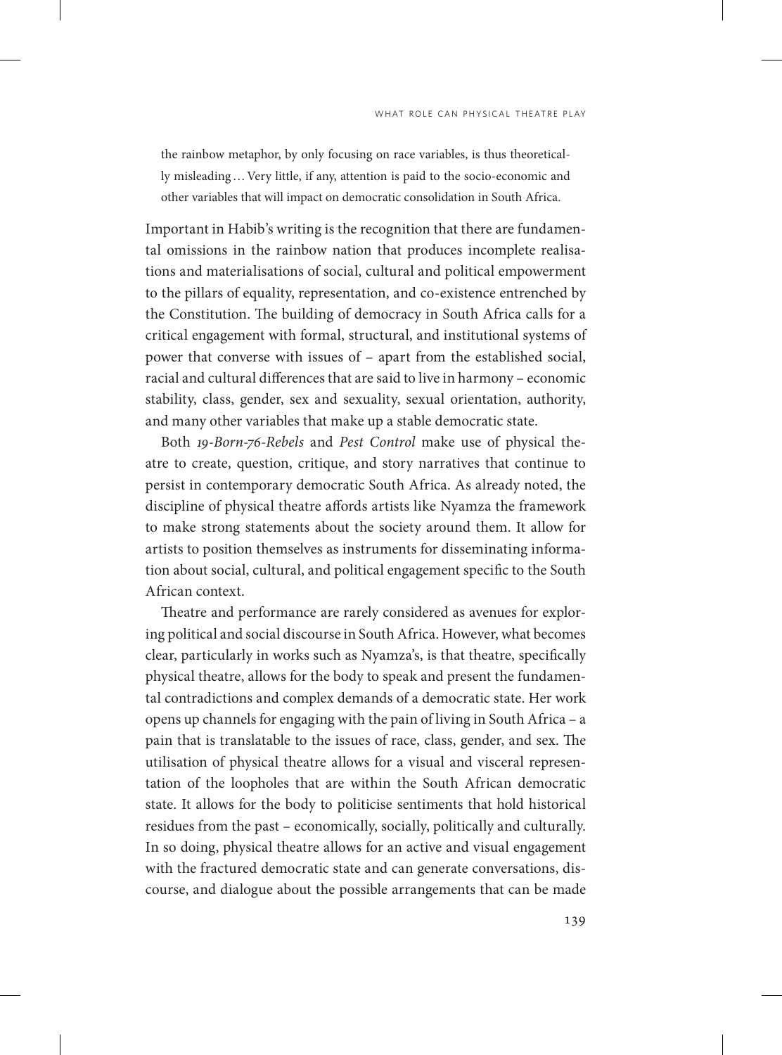> the rainbow metaphor, by only focusing on race variables, is thus theoretically misleading … Very little, if any, attention is paid to the socio-economic and other variables that will impact on democratic consolidation in South Africa.

Important in Habib's writing is the recognition that there are fundamental omissions in the rainbow nation that produces incomplete realisations and materialisations of social, cultural and political empowerment to the pillars of equality, representation, and co-existence entrenched by the Constitution. The building of democracy in South Africa calls for a critical engagement with formal, structural, and institutional systems of power that converse with issues of – apart from the established social, racial and cultural differences that are said to live in harmony – economic stability, class, gender, sex and sexuality, sexual orientation, authority, and many other variables that make up a stable democratic state.

Both *19-Born-76-Rebels* and *Pest Control* make use of physical theatre to create, question, critique, and story narratives that continue to persist in contemporary democratic South Africa. As already noted, the discipline of physical theatre affords artists like Nyamza the framework to make strong statements about the society around them. It allow for artists to position themselves as instruments for disseminating information about social, cultural, and political engagement specific to the South African context.

Theatre and performance are rarely considered as avenues for exploring political and social discourse in South Africa. However, what becomes clear, particularly in works such as Nyamza's, is that theatre, specifically physical theatre, allows for the body to speak and present the fundamental contradictions and complex demands of a democratic state. Her work opens up channels for engaging with the pain of living in South Africa – a pain that is translatable to the issues of race, class, gender, and sex. The utilisation of physical theatre allows for a visual and visceral representation of the loopholes that are within the South African democratic state. It allows for the body to politicise sentiments that hold historical residues from the past – economically, socially, politically and culturally. In so doing, physical theatre allows for an active and visual engagement with the fractured democratic state and can generate conversations, discourse, and dialogue about the possible arrangements that can be made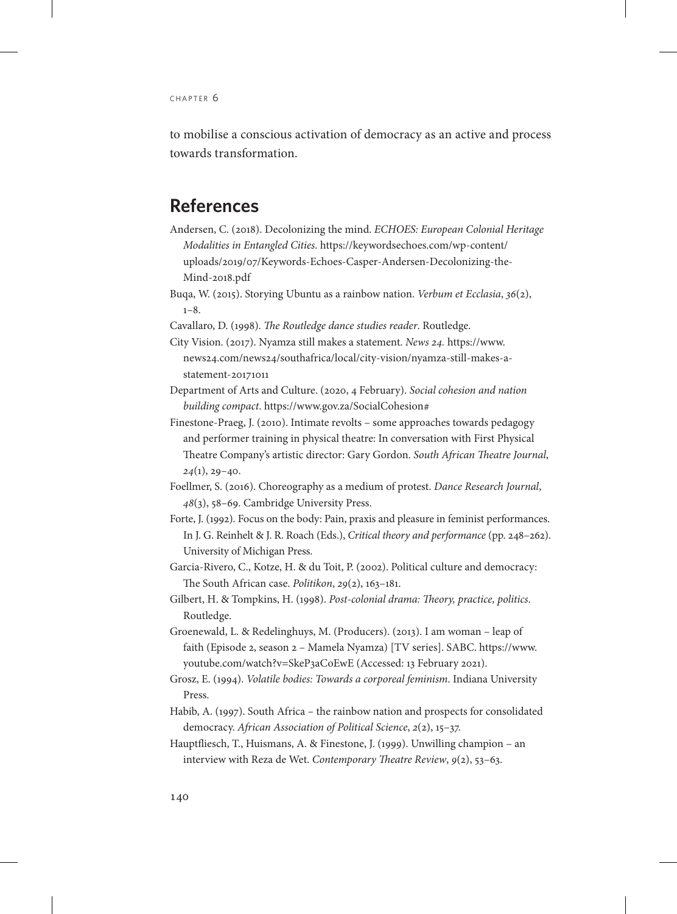to mobilise a conscious activation of democracy as an active and process towards transformation.

## References

Andersen, C. (2018). Decolonizing the mind. *ECHOES: European Colonial Heritage Modalities in Entangled Cities*. https://keywordsechoes.com/wp-content/uploads/2019/07/Keywords-Echoes-Casper-Andersen-Decolonizing-the-Mind-2018.pdf

Buqa, W. (2015). Storying Ubuntu as a rainbow nation. *Verbum et Ecclasia*, *36*(2), 1–8.

Cavallaro, D. (1998). *The Routledge dance studies reader*. Routledge.

City Vision. (2017). Nyamza still makes a statement. *News 24*. https://www.news24.com/news24/southafrica/local/city-vision/nyamza-still-makes-a-statement-20171011

Department of Arts and Culture. (2020, 4 February). *Social cohesion and nation building compact*. https://www.gov.za/SocialCohesion#

Finestone-Praeg, J. (2010). Intimate revolts – some approaches towards pedagogy and performer training in physical theatre: In conversation with First Physical Theatre Company's artistic director: Gary Gordon. *South African Theatre Journal*, *24*(1), 29–40.

Foellmer, S. (2016). Choreography as a medium of protest. *Dance Research Journal*, *48*(3), 58–69. Cambridge University Press.

Forte, J. (1992). Focus on the body: Pain, praxis and pleasure in feminist performances. In J. G. Reinhelt & J. R. Roach (Eds.), *Critical theory and performance* (pp. 248–262). University of Michigan Press.

Garcia-Rivero, C., Kotze, H. & du Toit, P. (2002). Political culture and democracy: The South African case. *Politikon*, *29*(2), 163–181.

Gilbert, H. & Tompkins, H. (1998). *Post-colonial drama: Theory, practice, politics*. Routledge.

Groenewald, L. & Redelinghuys, M. (Producers). (2013). I am woman – leap of faith (Episode 2, season 2 – Mamela Nyamza) [TV series]. SABC. https://www.youtube.com/watch?v=SkeP3aCoEwE (Accessed: 13 February 2021).

Grosz, E. (1994). *Volatile bodies: Towards a corporeal feminism*. Indiana University Press.

Habib, A. (1997). South Africa – the rainbow nation and prospects for consolidated democracy. *African Association of Political Science*, *2*(2), 15–37.

Hauptfliesch, T., Huismans, A. & Finestone, J. (1999). Unwilling champion – an interview with Reza de Wet. *Contemporary Theatre Review*, *9*(2), 53–63.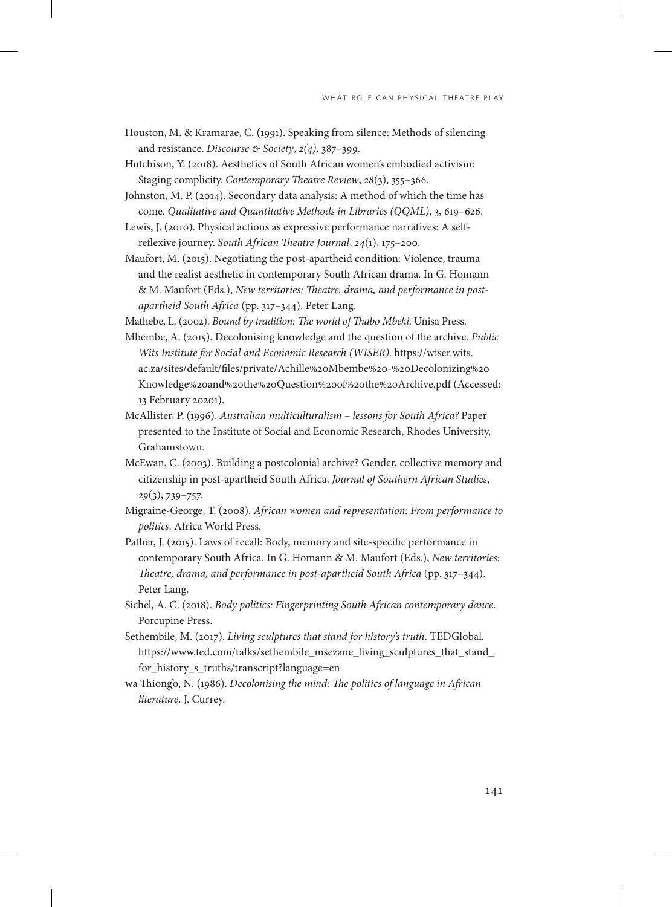Houston, M. & Kramarae, C. (1991). Speaking from silence: Methods of silencing and resistance. *Discourse & Society*, *2(4),* 387–399.

Hutchison, Y. (2018). Aesthetics of South African women's embodied activism: Staging complicity. *Contemporary Theatre Review*, *28*(3), 355–366.

Johnston, M. P. (2014). Secondary data analysis: A method of which the time has come. *Qualitative and Quantitative Methods in Libraries (QQML)*, 3, 619–626.

Lewis, J. (2010). Physical actions as expressive performance narratives: A self-reflexive journey. *South African Theatre Journal*, *24*(1), 175–200.

Maufort, M. (2015). Negotiating the post-apartheid condition: Violence, trauma and the realist aesthetic in contemporary South African drama. In G. Homann & M. Maufort (Eds.), *New territories: Theatre, drama, and performance in post-apartheid South Africa* (pp. 317–344). Peter Lang.

Mathebe, L. (2002). *Bound by tradition: The world of Thabo Mbeki*. Unisa Press.

Mbembe, A. (2015). Decolonising knowledge and the question of the archive. *Public Wits Institute for Social and Economic Research (WISER)*. https://wiser.wits.ac.za/sites/default/files/private/Achille%20Mbembe%20-%20Decolonizing%20Knowledge%20and%20the%20Question%20of%20the%20Archive.pdf (Accessed: 13 February 20201).

McAllister, P. (1996). *Australian multiculturalism – lessons for South Africa?* Paper presented to the Institute of Social and Economic Research, Rhodes University, Grahamstown.

McEwan, C. (2003). Building a postcolonial archive? Gender, collective memory and citizenship in post-apartheid South Africa. *Journal of Southern African Studies*, *29*(3), 739–757.

Migraine-George, T. (2008). *African women and representation: From performance to politics*. Africa World Press.

Pather, J. (2015). Laws of recall: Body, memory and site-specific performance in contemporary South Africa. In G. Homann & M. Maufort (Eds.), *New territories: Theatre, drama, and performance in post-apartheid South Africa* (pp. 317–344). Peter Lang.

Sichel, A. C. (2018). *Body politics: Fingerprinting South African contemporary dance*. Porcupine Press.

Sethembile, M. (2017). *Living sculptures that stand for history's truth*. TEDGlobal. https://www.ted.com/talks/sethembile_msezane_living_sculptures_that_stand_for_history_s_truths/transcript?language=en

wa Thiong'o, N. (1986). *Decolonising the mind: The politics of language in African literature*. J. Currey.